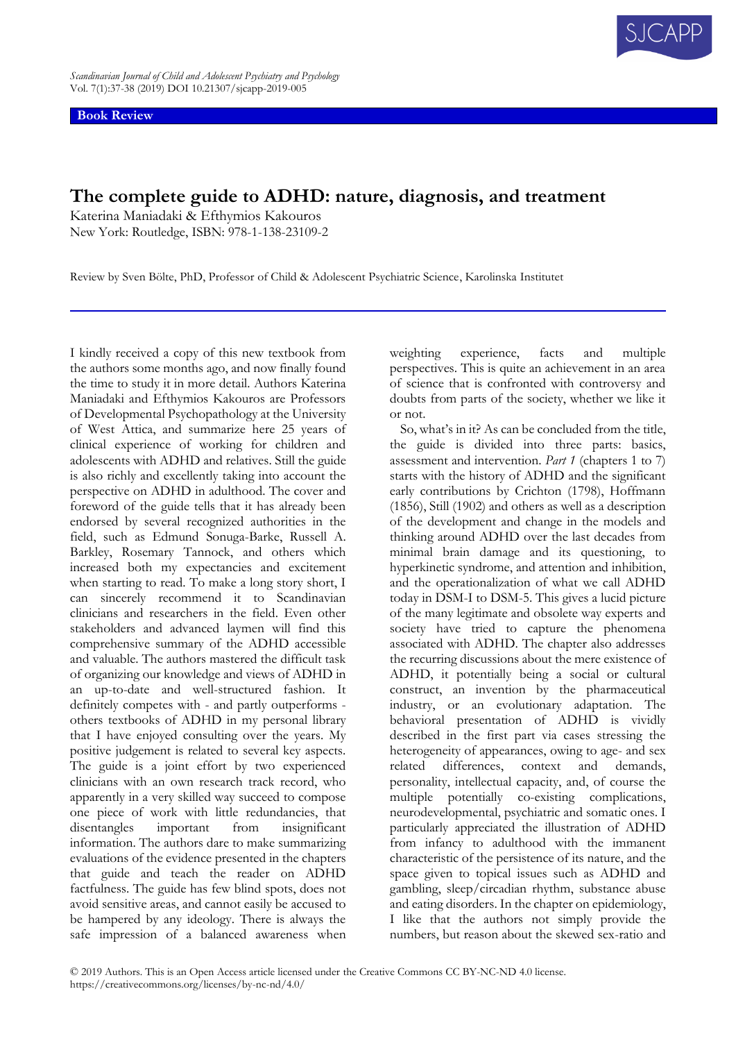**Book Review**

# The complete guide to ADHD: nature, diagnosis, and treatment

Katerina Maniadaki & Efthymios Kakouros
New York: Routledge, ISBN: 978-1-138-23109-2

Review by Sven Bölte, PhD, Professor of Child & Adolescent Psychiatric Science, Karolinska Institutet

---

I kindly received a copy of this new textbook from the authors some months ago, and now finally found the time to study it in more detail. Authors Katerina Maniadaki and Efthymios Kakouros are Professors of Developmental Psychopathology at the University of West Attica, and summarize here 25 years of clinical experience of working for children and adolescents with ADHD and relatives. Still the guide is also richly and excellently taking into account the perspective on ADHD in adulthood. The cover and foreword of the guide tells that it has already been endorsed by several recognized authorities in the field, such as Edmund Sonuga-Barke, Russell A. Barkley, Rosemary Tannock, and others which increased both my expectancies and excitement when starting to read. To make a long story short, I can sincerely recommend it to Scandinavian clinicians and researchers in the field. Even other stakeholders and advanced laymen will find this comprehensive summary of the ADHD accessible and valuable. The authors mastered the difficult task of organizing our knowledge and views of ADHD in an up-to-date and well-structured fashion. It definitely competes with - and partly outperforms - others textbooks of ADHD in my personal library that I have enjoyed consulting over the years. My positive judgement is related to several key aspects. The guide is a joint effort by two experienced clinicians with an own research track record, who apparently in a very skilled way succeed to compose one piece of work with little redundancies, that disentangles important from insignificant information. The authors dare to make summarizing evaluations of the evidence presented in the chapters that guide and teach the reader on ADHD factfulness. The guide has few blind spots, does not avoid sensitive areas, and cannot easily be accused to be hampered by any ideology. There is always the safe impression of a balanced awareness when weighting experience, facts and multiple perspectives. This is quite an achievement in an area of science that is confronted with controversy and doubts from parts of the society, whether we like it or not.

So, what's in it? As can be concluded from the title, the guide is divided into three parts: basics, assessment and intervention. *Part 1* (chapters 1 to 7) starts with the history of ADHD and the significant early contributions by Crichton (1798), Hoffmann (1856), Still (1902) and others as well as a description of the development and change in the models and thinking around ADHD over the last decades from minimal brain damage and its questioning, to hyperkinetic syndrome, and attention and inhibition, and the operationalization of what we call ADHD today in DSM-I to DSM-5. This gives a lucid picture of the many legitimate and obsolete way experts and society have tried to capture the phenomena associated with ADHD. The chapter also addresses the recurring discussions about the mere existence of ADHD, it potentially being a social or cultural construct, an invention by the pharmaceutical industry, or an evolutionary adaptation. The behavioral presentation of ADHD is vividly described in the first part via cases stressing the heterogeneity of appearances, owing to age- and sex related differences, context and demands, personality, intellectual capacity, and, of course the multiple potentially co-existing complications, neurodevelopmental, psychiatric and somatic ones. I particularly appreciated the illustration of ADHD from infancy to adulthood with the immanent characteristic of the persistence of its nature, and the space given to topical issues such as ADHD and gambling, sleep/circadian rhythm, substance abuse and eating disorders. In the chapter on epidemiology, I like that the authors not simply provide the numbers, but reason about the skewed sex-ratio and

© 2019 Authors. This is an Open Access article licensed under the Creative Commons CC BY-NC-ND 4.0 license.
https://creativecommons.org/licenses/by-nc-nd/4.0/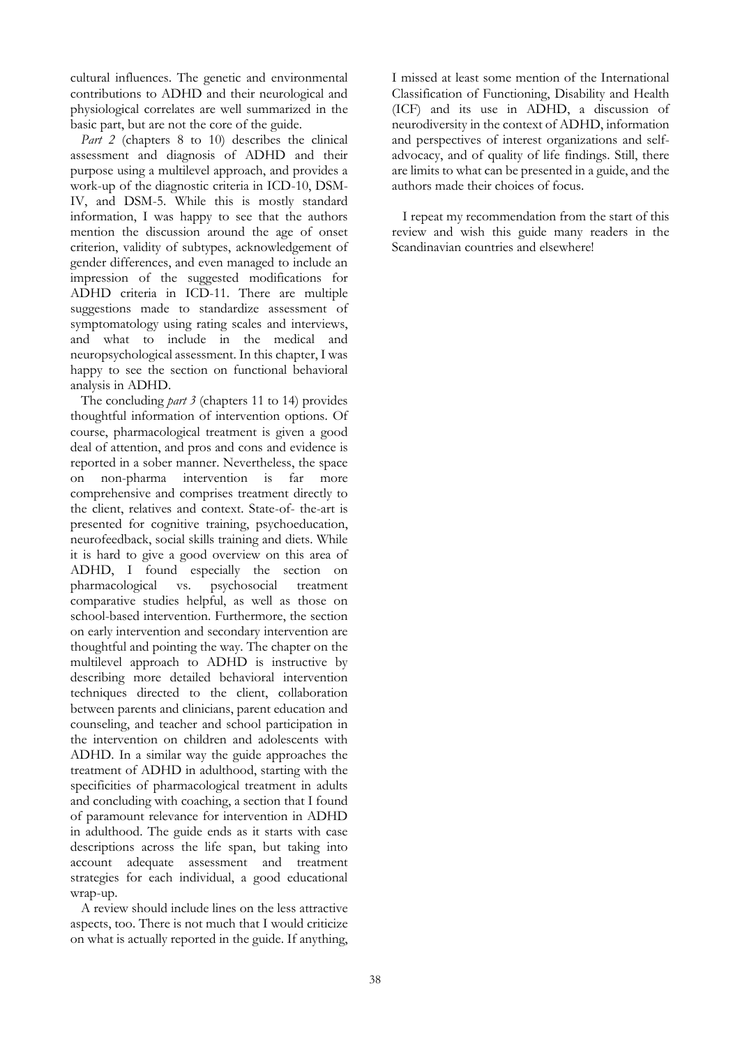cultural influences. The genetic and environmental contributions to ADHD and their neurological and physiological correlates are well summarized in the basic part, but are not the core of the guide.

*Part 2* (chapters 8 to 10) describes the clinical assessment and diagnosis of ADHD and their purpose using a multilevel approach, and provides a work-up of the diagnostic criteria in ICD-10, DSM-IV, and DSM-5. While this is mostly standard information, I was happy to see that the authors mention the discussion around the age of onset criterion, validity of subtypes, acknowledgement of gender differences, and even managed to include an impression of the suggested modifications for ADHD criteria in ICD-11. There are multiple suggestions made to standardize assessment of symptomatology using rating scales and interviews, and what to include in the medical and neuropsychological assessment. In this chapter, I was happy to see the section on functional behavioral analysis in ADHD.

The concluding *part 3* (chapters 11 to 14) provides thoughtful information of intervention options. Of course, pharmacological treatment is given a good deal of attention, and pros and cons and evidence is reported in a sober manner. Nevertheless, the space on non-pharma intervention is far more comprehensive and comprises treatment directly to the client, relatives and context. State-of- the-art is presented for cognitive training, psychoeducation, neurofeedback, social skills training and diets. While it is hard to give a good overview on this area of ADHD, I found especially the section on pharmacological vs. psychosocial treatment comparative studies helpful, as well as those on school-based intervention. Furthermore, the section on early intervention and secondary intervention are thoughtful and pointing the way. The chapter on the multilevel approach to ADHD is instructive by describing more detailed behavioral intervention techniques directed to the client, collaboration between parents and clinicians, parent education and counseling, and teacher and school participation in the intervention on children and adolescents with ADHD. In a similar way the guide approaches the treatment of ADHD in adulthood, starting with the specificities of pharmacological treatment in adults and concluding with coaching, a section that I found of paramount relevance for intervention in ADHD in adulthood. The guide ends as it starts with case descriptions across the life span, but taking into account adequate assessment and treatment strategies for each individual, a good educational wrap-up.

A review should include lines on the less attractive aspects, too. There is not much that I would criticize on what is actually reported in the guide. If anything, I missed at least some mention of the International Classification of Functioning, Disability and Health (ICF) and its use in ADHD, a discussion of neurodiversity in the context of ADHD, information and perspectives of interest organizations and self-advocacy, and of quality of life findings. Still, there are limits to what can be presented in a guide, and the authors made their choices of focus.

I repeat my recommendation from the start of this review and wish this guide many readers in the Scandinavian countries and elsewhere!